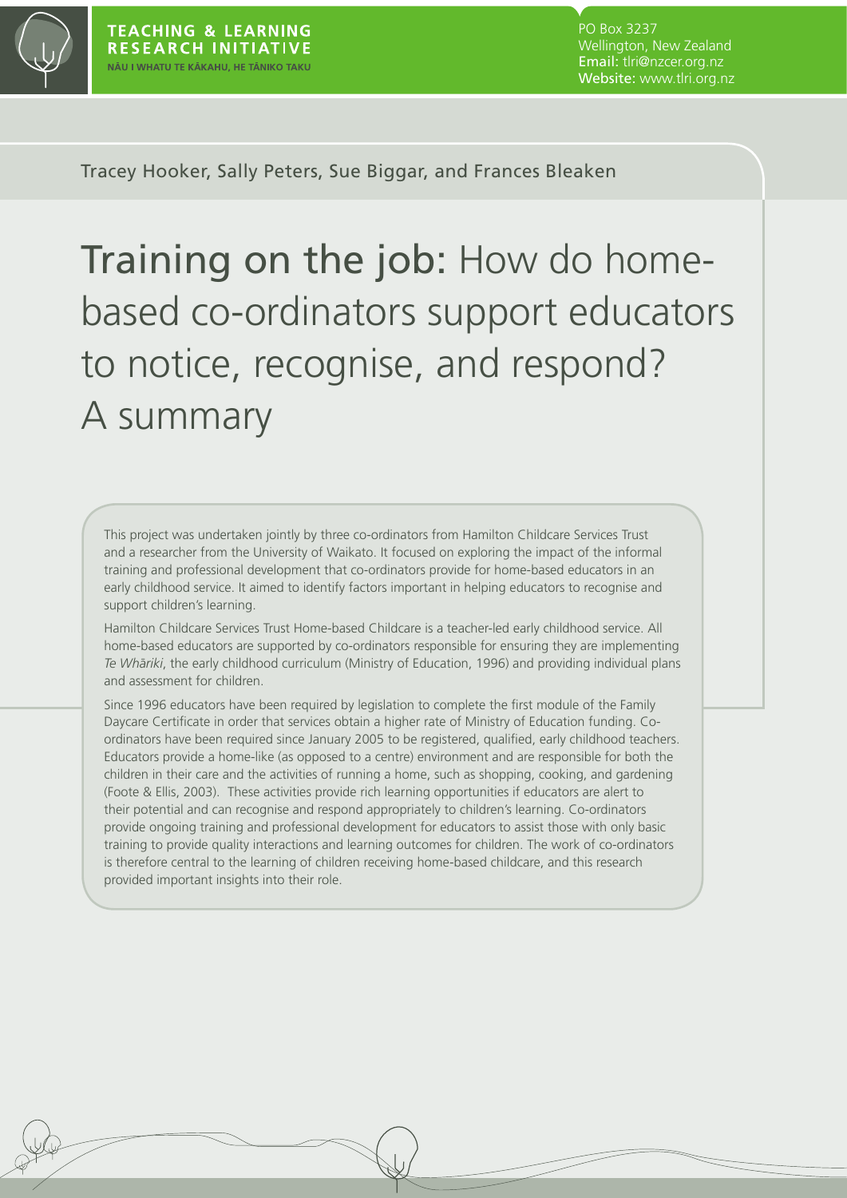TEACHING & LEARNING RESEARCH INITIATIVE
NĀU I WHATU TE KĀKAHU, HE TĀNIKO TAKU

PO Box 3237
Wellington, New Zealand
Email: tlri@nzcer.org.nz
Website: www.tlri.org.nz

Tracey Hooker, Sally Peters, Sue Biggar, and Frances Bleaken

# Training on the job: How do home-based co-ordinators support educators to notice, recognise, and respond? A summary

This project was undertaken jointly by three co-ordinators from Hamilton Childcare Services Trust and a researcher from the University of Waikato. It focused on exploring the impact of the informal training and professional development that co-ordinators provide for home-based educators in an early childhood service. It aimed to identify factors important in helping educators to recognise and support children's learning.

Hamilton Childcare Services Trust Home-based Childcare is a teacher-led early childhood service. All home-based educators are supported by co-ordinators responsible for ensuring they are implementing *Te Whāriki*, the early childhood curriculum (Ministry of Education, 1996) and providing individual plans and assessment for children.

Since 1996 educators have been required by legislation to complete the first module of the Family Daycare Certificate in order that services obtain a higher rate of Ministry of Education funding. Co-ordinators have been required since January 2005 to be registered, qualified, early childhood teachers. Educators provide a home-like (as opposed to a centre) environment and are responsible for both the children in their care and the activities of running a home, such as shopping, cooking, and gardening (Foote & Ellis, 2003). These activities provide rich learning opportunities if educators are alert to their potential and can recognise and respond appropriately to children's learning. Co-ordinators provide ongoing training and professional development for educators to assist those with only basic training to provide quality interactions and learning outcomes for children. The work of co-ordinators is therefore central to the learning of children receiving home-based childcare, and this research provided important insights into their role.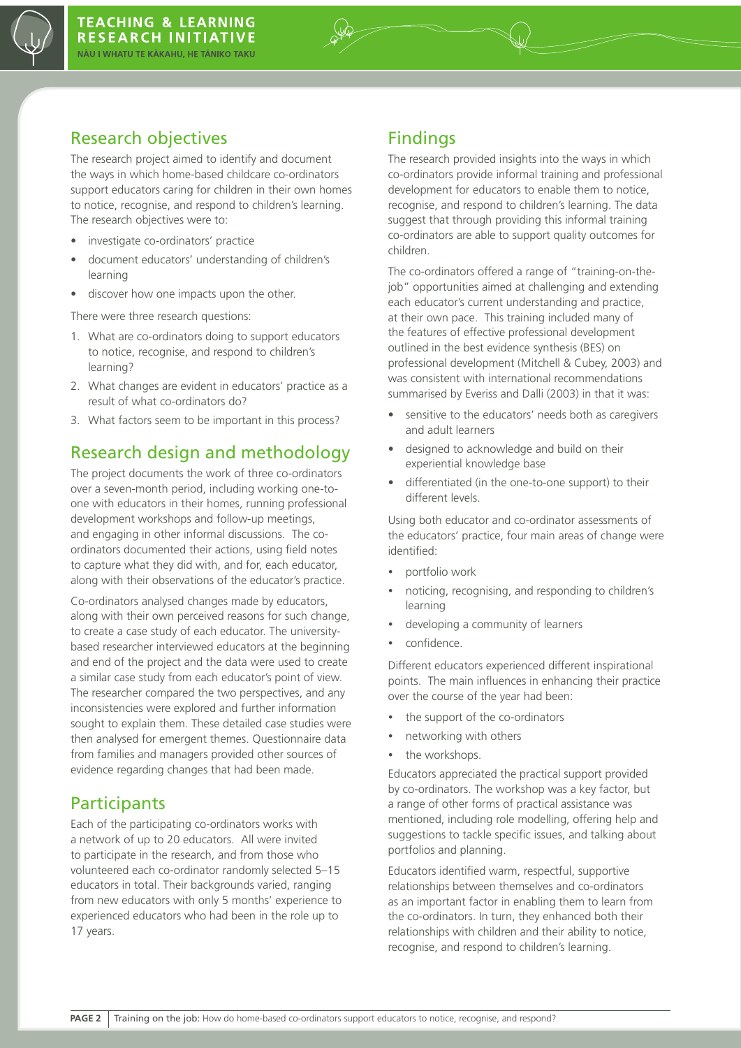## Research objectives

The research project aimed to identify and document the ways in which home-based childcare co-ordinators support educators caring for children in their own homes to notice, recognise, and respond to children's learning. The research objectives were to:

- investigate co-ordinators' practice
- document educators' understanding of children's learning
- discover how one impacts upon the other.

There were three research questions:

1. What are co-ordinators doing to support educators to notice, recognise, and respond to children's learning?
2. What changes are evident in educators' practice as a result of what co-ordinators do?
3. What factors seem to be important in this process?

## Research design and methodology

The project documents the work of three co-ordinators over a seven-month period, including working one-to-one with educators in their homes, running professional development workshops and follow-up meetings, and engaging in other informal discussions. The co-ordinators documented their actions, using field notes to capture what they did with, and for, each educator, along with their observations of the educator's practice.

Co-ordinators analysed changes made by educators, along with their own perceived reasons for such change, to create a case study of each educator. The university-based researcher interviewed educators at the beginning and end of the project and the data were used to create a similar case study from each educator's point of view. The researcher compared the two perspectives, and any inconsistencies were explored and further information sought to explain them. These detailed case studies were then analysed for emergent themes. Questionnaire data from families and managers provided other sources of evidence regarding changes that had been made.

## Participants

Each of the participating co-ordinators works with a network of up to 20 educators. All were invited to participate in the research, and from those who volunteered each co-ordinator randomly selected 5–15 educators in total. Their backgrounds varied, ranging from new educators with only 5 months' experience to experienced educators who had been in the role up to 17 years.

## Findings

The research provided insights into the ways in which co-ordinators provide informal training and professional development for educators to enable them to notice, recognise, and respond to children's learning. The data suggest that through providing this informal training co-ordinators are able to support quality outcomes for children.

The co-ordinators offered a range of "training-on-the-job" opportunities aimed at challenging and extending each educator's current understanding and practice, at their own pace. This training included many of the features of effective professional development outlined in the best evidence synthesis (BES) on professional development (Mitchell & Cubey, 2003) and was consistent with international recommendations summarised by Everiss and Dalli (2003) in that it was:

- sensitive to the educators' needs both as caregivers and adult learners
- designed to acknowledge and build on their experiential knowledge base
- differentiated (in the one-to-one support) to their different levels.

Using both educator and co-ordinator assessments of the educators' practice, four main areas of change were identified:

- portfolio work
- noticing, recognising, and responding to children's learning
- developing a community of learners
- confidence.

Different educators experienced different inspirational points. The main influences in enhancing their practice over the course of the year had been:

- the support of the co-ordinators
- networking with others
- the workshops.

Educators appreciated the practical support provided by co-ordinators. The workshop was a key factor, but a range of other forms of practical assistance was mentioned, including role modelling, offering help and suggestions to tackle specific issues, and talking about portfolios and planning.

Educators identified warm, respectful, supportive relationships between themselves and co-ordinators as an important factor in enabling them to learn from the co-ordinators. In turn, they enhanced both their relationships with children and their ability to notice, recognise, and respond to children's learning.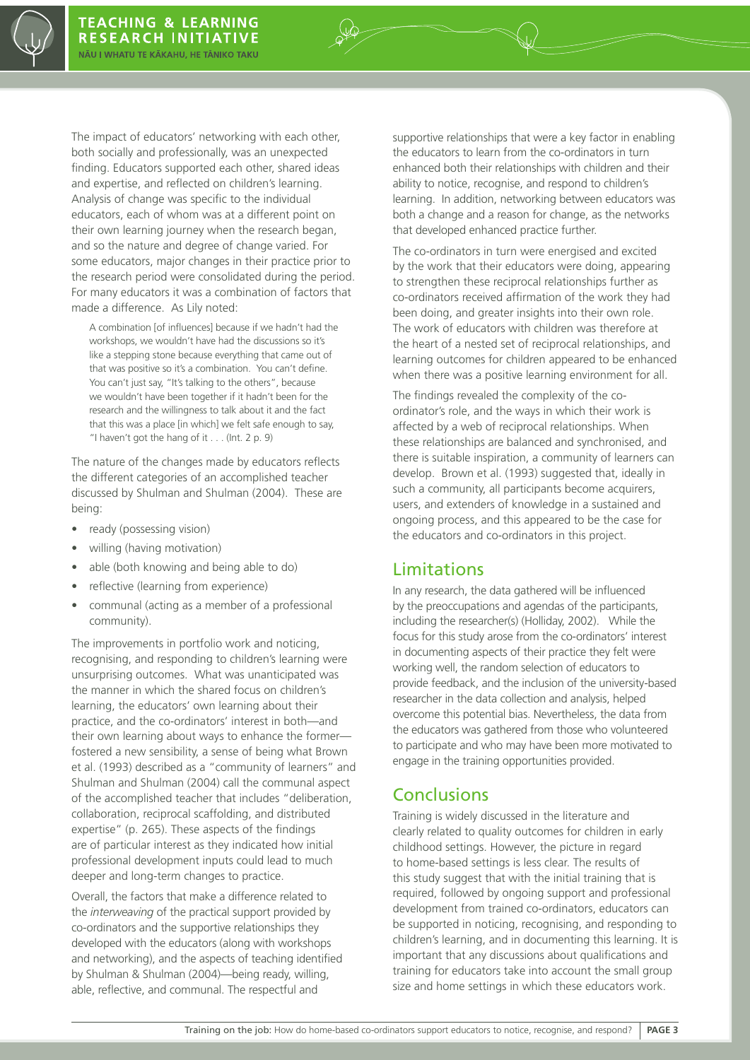The impact of educators' networking with each other, both socially and professionally, was an unexpected finding. Educators supported each other, shared ideas and expertise, and reflected on children's learning. Analysis of change was specific to the individual educators, each of whom was at a different point on their own learning journey when the research began, and so the nature and degree of change varied. For some educators, major changes in their practice prior to the research period were consolidated during the period. For many educators it was a combination of factors that made a difference. As Lily noted:

> A combination [of influences] because if we hadn't had the workshops, we wouldn't have had the discussions so it's like a stepping stone because everything that came out of that was positive so it's a combination. You can't define. You can't just say, "It's talking to the others", because we wouldn't have been together if it hadn't been for the research and the willingness to talk about it and the fact that this was a place [in which] we felt safe enough to say, "I haven't got the hang of it . . . (Int. 2 p. 9)

The nature of the changes made by educators reflects the different categories of an accomplished teacher discussed by Shulman and Shulman (2004). These are being:

- ready (possessing vision)
- willing (having motivation)
- able (both knowing and being able to do)
- reflective (learning from experience)
- communal (acting as a member of a professional community).

The improvements in portfolio work and noticing, recognising, and responding to children's learning were unsurprising outcomes. What was unanticipated was the manner in which the shared focus on children's learning, the educators' own learning about their practice, and the co-ordinators' interest in both—and their own learning about ways to enhance the former—fostered a new sensibility, a sense of being what Brown et al. (1993) described as a "community of learners" and Shulman and Shulman (2004) call the communal aspect of the accomplished teacher that includes "deliberation, collaboration, reciprocal scaffolding, and distributed expertise" (p. 265). These aspects of the findings are of particular interest as they indicated how initial professional development inputs could lead to much deeper and long-term changes to practice.

Overall, the factors that make a difference related to the *interweaving* of the practical support provided by co-ordinators and the supportive relationships they developed with the educators (along with workshops and networking), and the aspects of teaching identified by Shulman & Shulman (2004)—being ready, willing, able, reflective, and communal. The respectful and supportive relationships that were a key factor in enabling the educators to learn from the co-ordinators in turn enhanced both their relationships with children and their ability to notice, recognise, and respond to children's learning. In addition, networking between educators was both a change and a reason for change, as the networks that developed enhanced practice further.

The co-ordinators in turn were energised and excited by the work that their educators were doing, appearing to strengthen these reciprocal relationships further as co-ordinators received affirmation of the work they had been doing, and greater insights into their own role. The work of educators with children was therefore at the heart of a nested set of reciprocal relationships, and learning outcomes for children appeared to be enhanced when there was a positive learning environment for all.

The findings revealed the complexity of the co-ordinator's role, and the ways in which their work is affected by a web of reciprocal relationships. When these relationships are balanced and synchronised, and there is suitable inspiration, a community of learners can develop. Brown et al. (1993) suggested that, ideally in such a community, all participants become acquirers, users, and extenders of knowledge in a sustained and ongoing process, and this appeared to be the case for the educators and co-ordinators in this project.

## Limitations

In any research, the data gathered will be influenced by the preoccupations and agendas of the participants, including the researcher(s) (Holliday, 2002). While the focus for this study arose from the co-ordinators' interest in documenting aspects of their practice they felt were working well, the random selection of educators to provide feedback, and the inclusion of the university-based researcher in the data collection and analysis, helped overcome this potential bias. Nevertheless, the data from the educators was gathered from those who volunteered to participate and who may have been more motivated to engage in the training opportunities provided.

## Conclusions

Training is widely discussed in the literature and clearly related to quality outcomes for children in early childhood settings. However, the picture in regard to home-based settings is less clear. The results of this study suggest that with the initial training that is required, followed by ongoing support and professional development from trained co-ordinators, educators can be supported in noticing, recognising, and responding to children's learning, and in documenting this learning. It is important that any discussions about qualifications and training for educators take into account the small group size and home settings in which these educators work.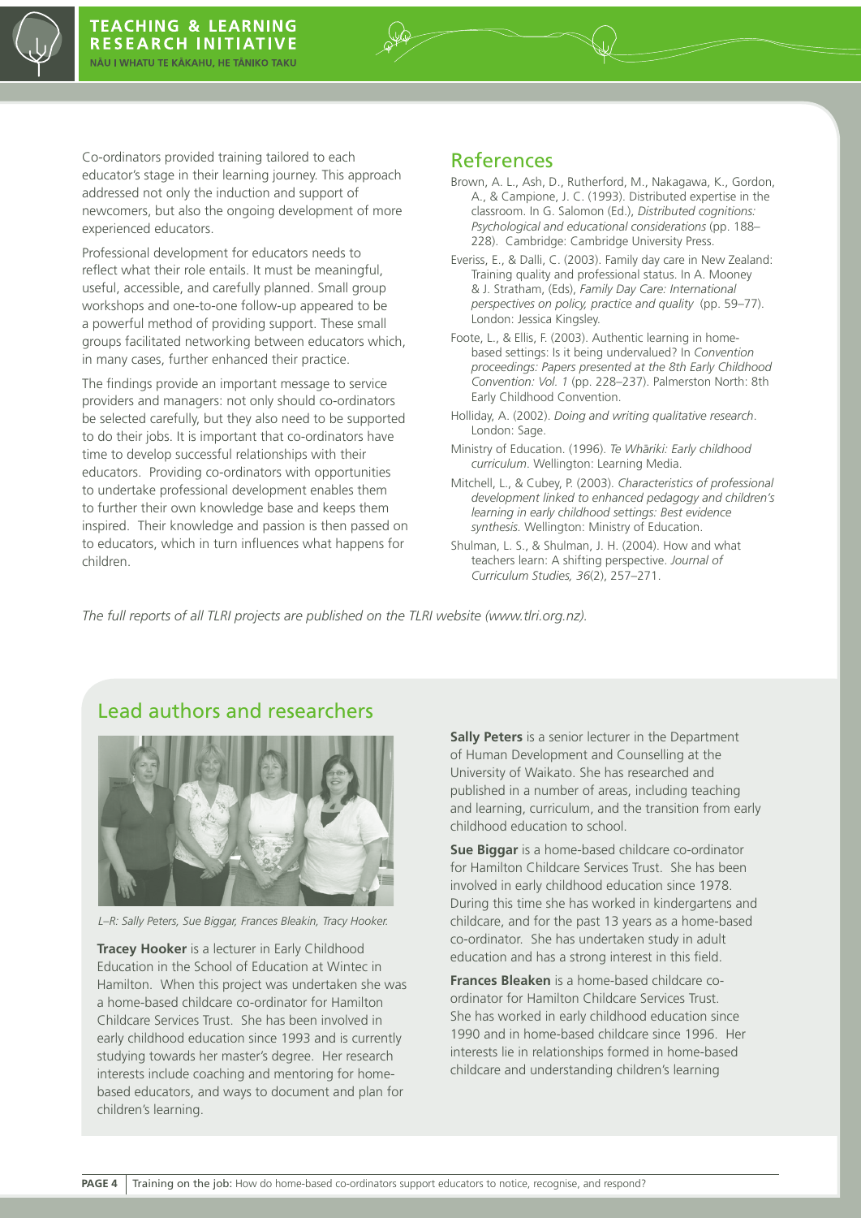Co-ordinators provided training tailored to each educator's stage in their learning journey. This approach addressed not only the induction and support of newcomers, but also the ongoing development of more experienced educators.

Professional development for educators needs to reflect what their role entails. It must be meaningful, useful, accessible, and carefully planned. Small group workshops and one-to-one follow-up appeared to be a powerful method of providing support. These small groups facilitated networking between educators which, in many cases, further enhanced their practice.

The findings provide an important message to service providers and managers: not only should co-ordinators be selected carefully, but they also need to be supported to do their jobs. It is important that co-ordinators have time to develop successful relationships with their educators. Providing co-ordinators with opportunities to undertake professional development enables them to further their own knowledge base and keeps them inspired. Their knowledge and passion is then passed on to educators, which in turn influences what happens for children.

## References

Brown, A. L., Ash, D., Rutherford, M., Nakagawa, K., Gordon, A., & Campione, J. C. (1993). Distributed expertise in the classroom. In G. Salomon (Ed.), *Distributed cognitions: Psychological and educational considerations* (pp. 188–228). Cambridge: Cambridge University Press.

Everiss, E., & Dalli, C. (2003). Family day care in New Zealand: Training quality and professional status. In A. Mooney & J. Stratham, (Eds), *Family Day Care: International perspectives on policy, practice and quality* (pp. 59–77). London: Jessica Kingsley.

Foote, L., & Ellis, F. (2003). Authentic learning in home-based settings: Is it being undervalued? In *Convention proceedings: Papers presented at the 8th Early Childhood Convention: Vol. 1* (pp. 228–237). Palmerston North: 8th Early Childhood Convention.

Holliday, A. (2002). *Doing and writing qualitative research*. London: Sage.

Ministry of Education. (1996). *Te Whāriki: Early childhood curriculum*. Wellington: Learning Media.

Mitchell, L., & Cubey, P. (2003). *Characteristics of professional development linked to enhanced pedagogy and children's learning in early childhood settings: Best evidence synthesis*. Wellington: Ministry of Education.

Shulman, L. S., & Shulman, J. H. (2004). How and what teachers learn: A shifting perspective. *Journal of Curriculum Studies, 36*(2), 257–271.

*The full reports of all TLRI projects are published on the TLRI website (www.tlri.org.nz).*

## Lead authors and researchers

*L–R: Sally Peters, Sue Biggar, Frances Bleakin, Tracy Hooker.*

**Tracey Hooker** is a lecturer in Early Childhood Education in the School of Education at Wintec in Hamilton. When this project was undertaken she was a home-based childcare co-ordinator for Hamilton Childcare Services Trust. She has been involved in early childhood education since 1993 and is currently studying towards her master's degree. Her research interests include coaching and mentoring for home-based educators, and ways to document and plan for children's learning.

**Sally Peters** is a senior lecturer in the Department of Human Development and Counselling at the University of Waikato. She has researched and published in a number of areas, including teaching and learning, curriculum, and the transition from early childhood education to school.

**Sue Biggar** is a home-based childcare co-ordinator for Hamilton Childcare Services Trust. She has been involved in early childhood education since 1978. During this time she has worked in kindergartens and childcare, and for the past 13 years as a home-based co-ordinator. She has undertaken study in adult education and has a strong interest in this field.

**Frances Bleaken** is a home-based childcare co-ordinator for Hamilton Childcare Services Trust. She has worked in early childhood education since 1990 and in home-based childcare since 1996. Her interests lie in relationships formed in home-based childcare and understanding children's learning